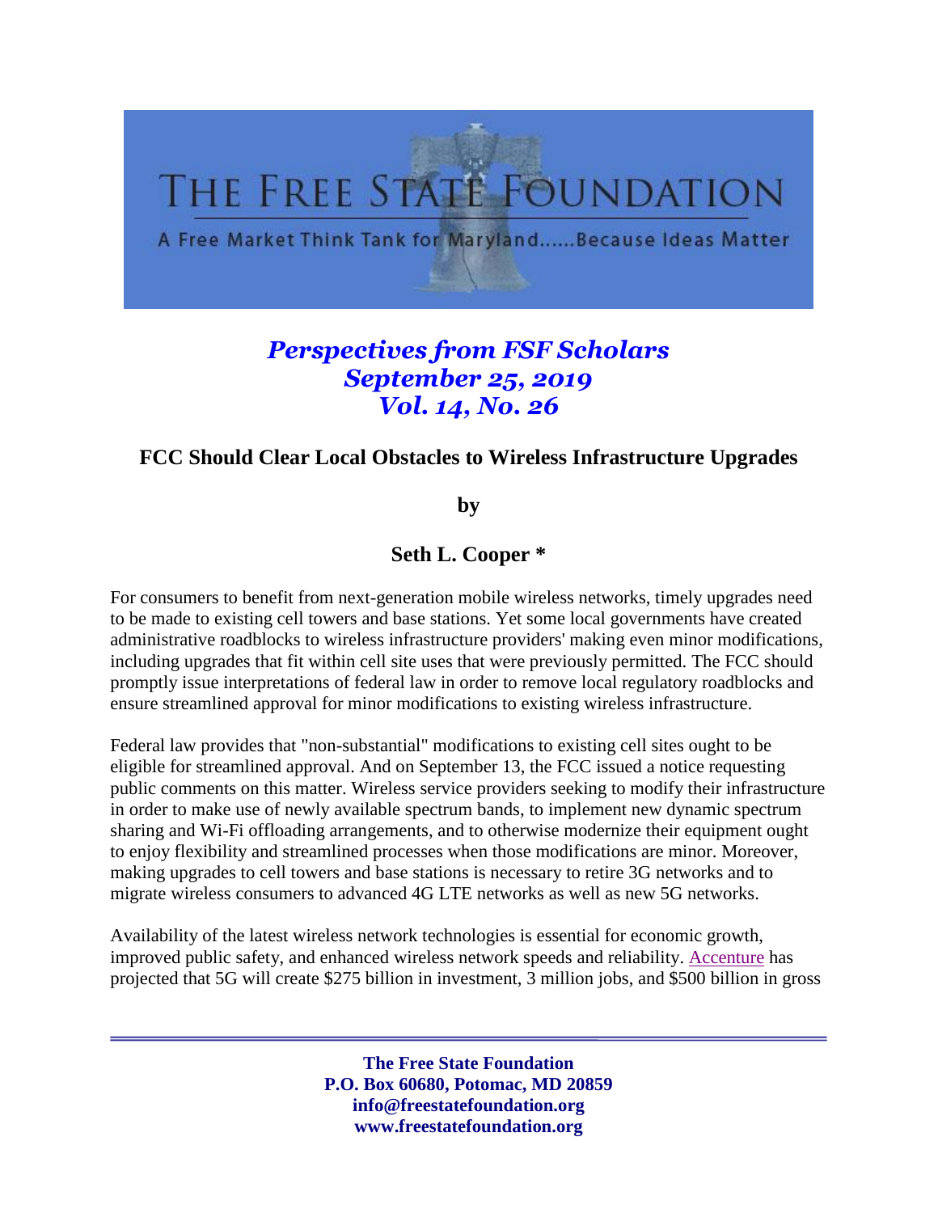# THE FREE STATE FOUNDATION

A Free Market Think Tank for Maryland......Because Ideas Matter

*Perspectives from FSF Scholars*
*September 25, 2019*
*Vol. 14, No. 26*

## FCC Should Clear Local Obstacles to Wireless Infrastructure Upgrades

**by**

**Seth L. Cooper ***

For consumers to benefit from next-generation mobile wireless networks, timely upgrades need to be made to existing cell towers and base stations. Yet some local governments have created administrative roadblocks to wireless infrastructure providers' making even minor modifications, including upgrades that fit within cell site uses that were previously permitted. The FCC should promptly issue interpretations of federal law in order to remove local regulatory roadblocks and ensure streamlined approval for minor modifications to existing wireless infrastructure.

Federal law provides that "non-substantial" modifications to existing cell sites ought to be eligible for streamlined approval. And on September 13, the FCC issued a notice requesting public comments on this matter. Wireless service providers seeking to modify their infrastructure in order to make use of newly available spectrum bands, to implement new dynamic spectrum sharing and Wi-Fi offloading arrangements, and to otherwise modernize their equipment ought to enjoy flexibility and streamlined processes when those modifications are minor. Moreover, making upgrades to cell towers and base stations is necessary to retire 3G networks and to migrate wireless consumers to advanced 4G LTE networks as well as new 5G networks.

Availability of the latest wireless network technologies is essential for economic growth, improved public safety, and enhanced wireless network speeds and reliability. Accenture has projected that 5G will create $275 billion in investment, 3 million jobs, and $500 billion in gross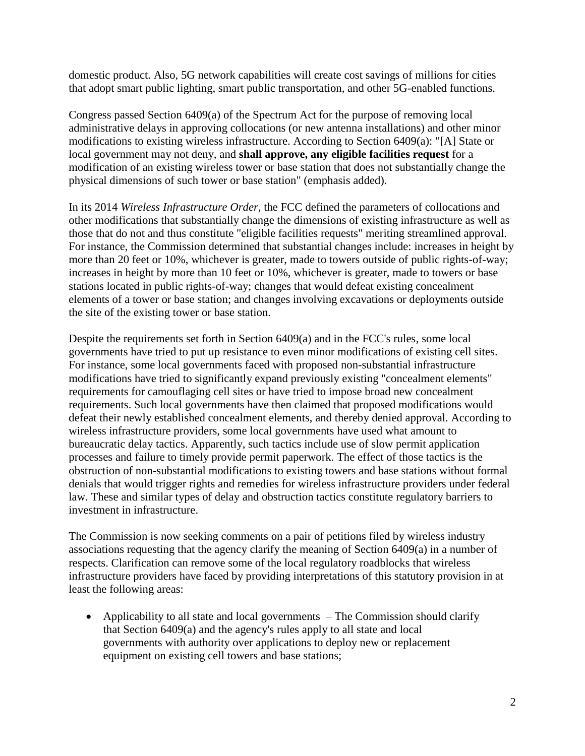domestic product. Also, 5G network capabilities will create cost savings of millions for cities that adopt smart public lighting, smart public transportation, and other 5G-enabled functions.

Congress passed Section 6409(a) of the Spectrum Act for the purpose of removing local administrative delays in approving collocations (or new antenna installations) and other minor modifications to existing wireless infrastructure. According to Section 6409(a): "[A] State or local government may not deny, and **shall approve, any eligible facilities request** for a modification of an existing wireless tower or base station that does not substantially change the physical dimensions of such tower or base station" (emphasis added).

In its 2014 *Wireless Infrastructure Order*, the FCC defined the parameters of collocations and other modifications that substantially change the dimensions of existing infrastructure as well as those that do not and thus constitute "eligible facilities requests" meriting streamlined approval. For instance, the Commission determined that substantial changes include: increases in height by more than 20 feet or 10%, whichever is greater, made to towers outside of public rights-of-way; increases in height by more than 10 feet or 10%, whichever is greater, made to towers or base stations located in public rights-of-way; changes that would defeat existing concealment elements of a tower or base station; and changes involving excavations or deployments outside the site of the existing tower or base station.

Despite the requirements set forth in Section 6409(a) and in the FCC's rules, some local governments have tried to put up resistance to even minor modifications of existing cell sites. For instance, some local governments faced with proposed non-substantial infrastructure modifications have tried to significantly expand previously existing "concealment elements" requirements for camouflaging cell sites or have tried to impose broad new concealment requirements. Such local governments have then claimed that proposed modifications would defeat their newly established concealment elements, and thereby denied approval. According to wireless infrastructure providers, some local governments have used what amount to bureaucratic delay tactics. Apparently, such tactics include use of slow permit application processes and failure to timely provide permit paperwork. The effect of those tactics is the obstruction of non-substantial modifications to existing towers and base stations without formal denials that would trigger rights and remedies for wireless infrastructure providers under federal law. These and similar types of delay and obstruction tactics constitute regulatory barriers to investment in infrastructure.

The Commission is now seeking comments on a pair of petitions filed by wireless industry associations requesting that the agency clarify the meaning of Section 6409(a) in a number of respects. Clarification can remove some of the local regulatory roadblocks that wireless infrastructure providers have faced by providing interpretations of this statutory provision in at least the following areas:

- Applicability to all state and local governments – The Commission should clarify that Section 6409(a) and the agency's rules apply to all state and local governments with authority over applications to deploy new or replacement equipment on existing cell towers and base stations;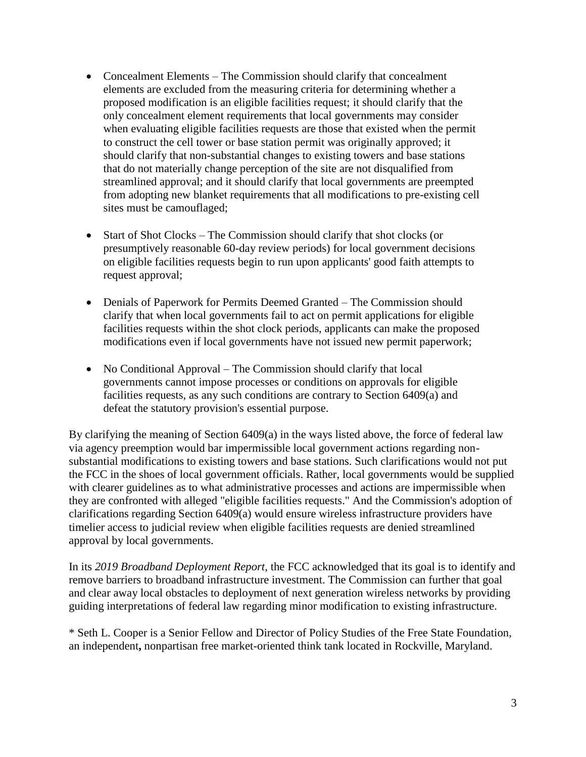- Concealment Elements – The Commission should clarify that concealment elements are excluded from the measuring criteria for determining whether a proposed modification is an eligible facilities request; it should clarify that the only concealment element requirements that local governments may consider when evaluating eligible facilities requests are those that existed when the permit to construct the cell tower or base station permit was originally approved; it should clarify that non-substantial changes to existing towers and base stations that do not materially change perception of the site are not disqualified from streamlined approval; and it should clarify that local governments are preempted from adopting new blanket requirements that all modifications to pre-existing cell sites must be camouflaged;

- Start of Shot Clocks – The Commission should clarify that shot clocks (or presumptively reasonable 60-day review periods) for local government decisions on eligible facilities requests begin to run upon applicants' good faith attempts to request approval;

- Denials of Paperwork for Permits Deemed Granted – The Commission should clarify that when local governments fail to act on permit applications for eligible facilities requests within the shot clock periods, applicants can make the proposed modifications even if local governments have not issued new permit paperwork;

- No Conditional Approval – The Commission should clarify that local governments cannot impose processes or conditions on approvals for eligible facilities requests, as any such conditions are contrary to Section 6409(a) and defeat the statutory provision's essential purpose.

By clarifying the meaning of Section 6409(a) in the ways listed above, the force of federal law via agency preemption would bar impermissible local government actions regarding non-substantial modifications to existing towers and base stations. Such clarifications would not put the FCC in the shoes of local government officials. Rather, local governments would be supplied with clearer guidelines as to what administrative processes and actions are impermissible when they are confronted with alleged "eligible facilities requests." And the Commission's adoption of clarifications regarding Section 6409(a) would ensure wireless infrastructure providers have timelier access to judicial review when eligible facilities requests are denied streamlined approval by local governments.

In its *2019 Broadband Deployment Report*, the FCC acknowledged that its goal is to identify and remove barriers to broadband infrastructure investment. The Commission can further that goal and clear away local obstacles to deployment of next generation wireless networks by providing guiding interpretations of federal law regarding minor modification to existing infrastructure.

\* Seth L. Cooper is a Senior Fellow and Director of Policy Studies of the Free State Foundation, an independent**,** nonpartisan free market-oriented think tank located in Rockville, Maryland.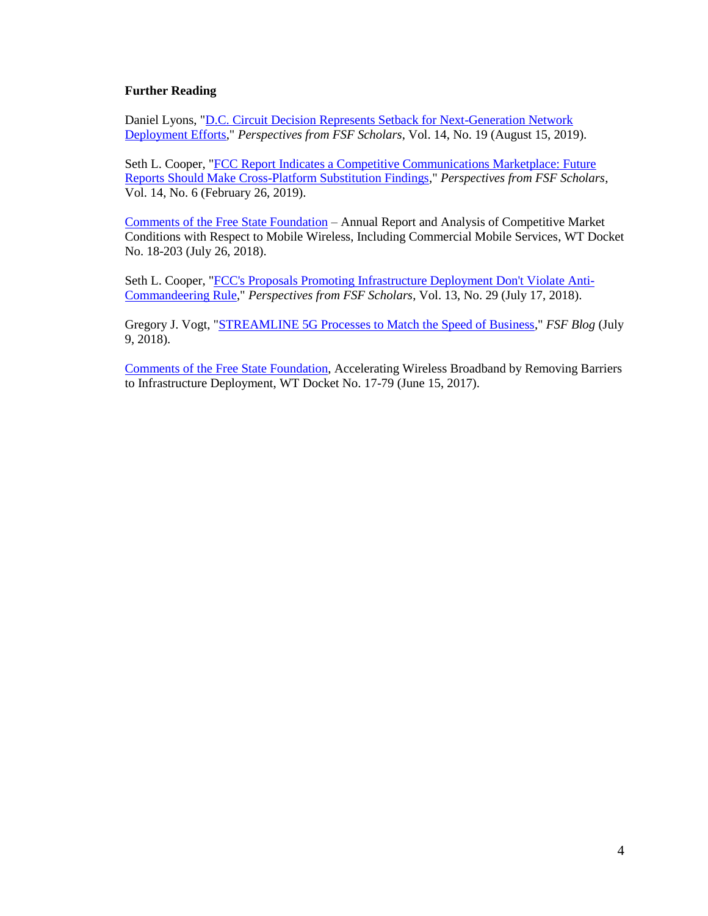**Further Reading**

Daniel Lyons, "D.C. Circuit Decision Represents Setback for Next-Generation Network Deployment Efforts," *Perspectives from FSF Scholars*, Vol. 14, No. 19 (August 15, 2019).

Seth L. Cooper, "FCC Report Indicates a Competitive Communications Marketplace: Future Reports Should Make Cross-Platform Substitution Findings," *Perspectives from FSF Scholars*, Vol. 14, No. 6 (February 26, 2019).

Comments of the Free State Foundation – Annual Report and Analysis of Competitive Market Conditions with Respect to Mobile Wireless, Including Commercial Mobile Services, WT Docket No. 18-203 (July 26, 2018).

Seth L. Cooper, "FCC's Proposals Promoting Infrastructure Deployment Don't Violate Anti-Commandeering Rule," *Perspectives from FSF Scholars*, Vol. 13, No. 29 (July 17, 2018).

Gregory J. Vogt, "STREAMLINE 5G Processes to Match the Speed of Business," *FSF Blog* (July 9, 2018).

Comments of the Free State Foundation, Accelerating Wireless Broadband by Removing Barriers to Infrastructure Deployment, WT Docket No. 17-79 (June 15, 2017).